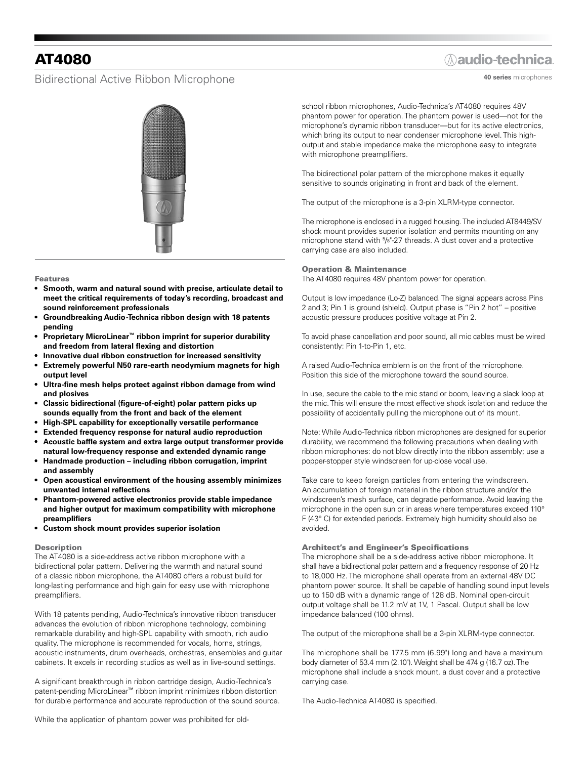# AT4080

Bidirectional Active Ribbon Microphone

audio-technica

**40 series** microphones

### Features

- **Smooth, warm and natural sound with precise, articulate detail to meet the critical requirements of today's recording, broadcast and sound reinforcement professionals**
- **Groundbreaking Audio-Technica ribbon design with 18 patents pending**
- **Proprietary MicroLinear™ ribbon imprint for superior durability and freedom from lateral flexing and distortion**
- **Innovative dual ribbon construction for increased sensitivity**
- **Extremely powerful N50 rare-earth neodymium magnets for high output level**
- **Ultra-fine mesh helps protect against ribbon damage from wind and plosives**
- **Classic bidirectional (figure-of-eight) polar pattern picks up sounds equally from the front and back of the element**
- **High-SPL capability for exceptionally versatile performance**
- **Extended frequency response for natural audio reproduction**
- **Acoustic baffle system and extra large output transformer provide natural low-frequency response and extended dynamic range**
- **Handmade production – including ribbon corrugation, imprint and assembly**
- **Open acoustical environment of the housing assembly minimizes unwanted internal reflections**
- **Phantom-powered active electronics provide stable impedance and higher output for maximum compatibility with microphone preamplifiers**
- **Custom shock mount provides superior isolation**

### Description

The AT4080 is a side-address active ribbon microphone with a bidirectional polar pattern. Delivering the warmth and natural sound of a classic ribbon microphone, the AT4080 offers a robust build for long-lasting performance and high gain for easy use with microphone preamplifiers.

With 18 patents pending, Audio-Technica's innovative ribbon transducer advances the evolution of ribbon microphone technology, combining remarkable durability and high-SPL capability with smooth, rich audio quality. The microphone is recommended for vocals, horns, strings, acoustic instruments, drum overheads, orchestras, ensembles and guitar cabinets. It excels in recording studios as well as in live-sound settings.

A significant breakthrough in ribbon cartridge design, Audio-Technica's patent-pending MicroLinear™ ribbon imprint minimizes ribbon distortion for durable performance and accurate reproduction of the sound source.

While the application of phantom power was prohibited for old-school ribbon microphones, Audio-Technica's AT4080 requires 48V phantom power for operation. The phantom power is used—not for the microphone's dynamic ribbon transducer—but for its active electronics, which bring its output to near condenser microphone level. This high-output and stable impedance make the microphone easy to integrate with microphone preamplifiers.

The bidirectional polar pattern of the microphone makes it equally sensitive to sounds originating in front and back of the element.

The output of the microphone is a 3-pin XLRM-type connector.

The microphone is enclosed in a rugged housing. The included AT8449/SV shock mount provides superior isolation and permits mounting on any microphone stand with 5/8"-27 threads. A dust cover and a protective carrying case are also included.

### Operation & Maintenance

The AT4080 requires 48V phantom power for operation.

Output is low impedance (Lo-Z) balanced. The signal appears across Pins 2 and 3; Pin 1 is ground (shield). Output phase is "Pin 2 hot" – positive acoustic pressure produces positive voltage at Pin 2.

To avoid phase cancellation and poor sound, all mic cables must be wired consistently: Pin 1-to-Pin 1, etc.

A raised Audio-Technica emblem is on the front of the microphone. Position this side of the microphone toward the sound source.

In use, secure the cable to the mic stand or boom, leaving a slack loop at the mic. This will ensure the most effective shock isolation and reduce the possibility of accidentally pulling the microphone out of its mount.

Note: While Audio-Technica ribbon microphones are designed for superior durability, we recommend the following precautions when dealing with ribbon microphones: do not blow directly into the ribbon assembly; use a popper-stopper style windscreen for up-close vocal use.

Take care to keep foreign particles from entering the windscreen. An accumulation of foreign material in the ribbon structure and/or the windscreen's mesh surface, can degrade performance. Avoid leaving the microphone in the open sun or in areas where temperatures exceed 110° F (43° C) for extended periods. Extremely high humidity should also be avoided.

### Architect's and Engineer's Specifications

The microphone shall be a side-address active ribbon microphone. It shall have a bidirectional polar pattern and a frequency response of 20 Hz to 18,000 Hz. The microphone shall operate from an external 48V DC phantom power source. It shall be capable of handling sound input levels up to 150 dB with a dynamic range of 128 dB. Nominal open-circuit output voltage shall be 11.2 mV at 1V, 1 Pascal. Output shall be low impedance balanced (100 ohms).

The output of the microphone shall be a 3-pin XLRM-type connector.

The microphone shall be 177.5 mm (6.99") long and have a maximum body diameter of 53.4 mm (2.10"). Weight shall be 474 g (16.7 oz). The microphone shall include a shock mount, a dust cover and a protective carrying case.

The Audio-Technica AT4080 is specified.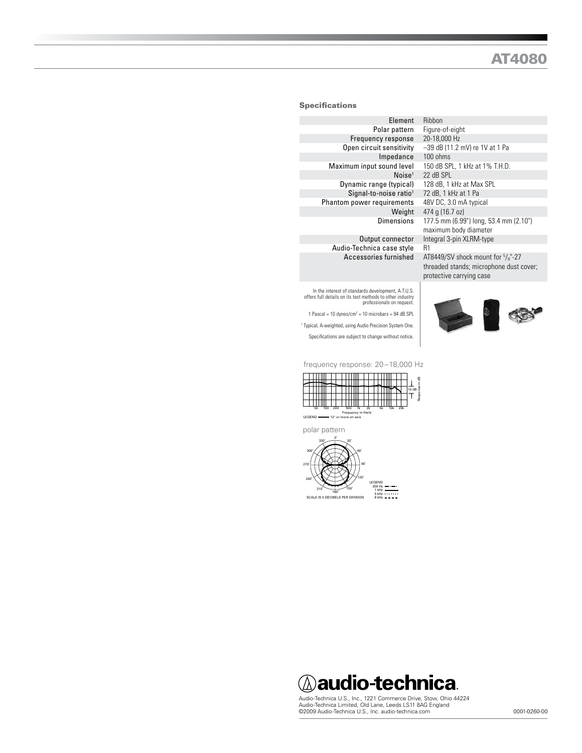# AT4080

## Specifications

| | |
|---|---|
| Element | Ribbon |
| Polar pattern | Figure-of-eight |
| Frequency response | 20-18,000 Hz |
| Open circuit sensitivity | –39 dB (11.2 mV) re 1V at 1 Pa |
| Impedance | 100 ohms |
| Maximum input sound level | 150 dB SPL, 1 kHz at 1% T.H.D. |
| Noise[1] | 22 dB SPL |
| Dynamic range (typical) | 128 dB, 1 kHz at Max SPL |
| Signal-to-noise ratio[1] | 72 dB, 1 kHz at 1 Pa |
| Phantom power requirements | 48V DC, 3.0 mA typical |
| Weight | 474 g (16.7 oz) |
| Dimensions | 177.5 mm (6.99") long, 53.4 mm (2.10") maximum body diameter |
| Output connector | Integral 3-pin XLRM-type |
| Audio-Technica case style | R1 |
| Accessories furnished | AT8449/SV shock mount for 5/8"-27 threaded stands; microphone dust cover; protective carrying case |

In the interest of standards development, A.T.U.S. offers full details on its test methods to other industry professionals on request.

1 Pascal = 10 dynes/cm² = 10 microbars = 94 dB SPL

[1] Typical, A-weighted, using Audio Precision System One.

Specifications are subject to change without notice.

frequency response: 20 – 18,000 Hz

10 dB
Response in dB
50 100 200 500 1k 2k 5k 10k 20k
Frequency in Hertz
LEGEND 12" or more on axis

polar pattern

0° 30° 60° 90° 120° 150° 180° 210° 240° 270° 300° 330°

SCALE IS 5 DECIBELS PER DIVISION

LEGEND
200 Hz
1 kHz
5 kHz
8 kHz

audio-technica

Audio-Technica U.S., Inc., 1221 Commerce Drive, Stow, Ohio 44224
Audio-Technica Limited, Old Lane, Leeds LS11 8AG England
©2009 Audio-Technica U.S., Inc. audio-technica.com

0001-0260-00